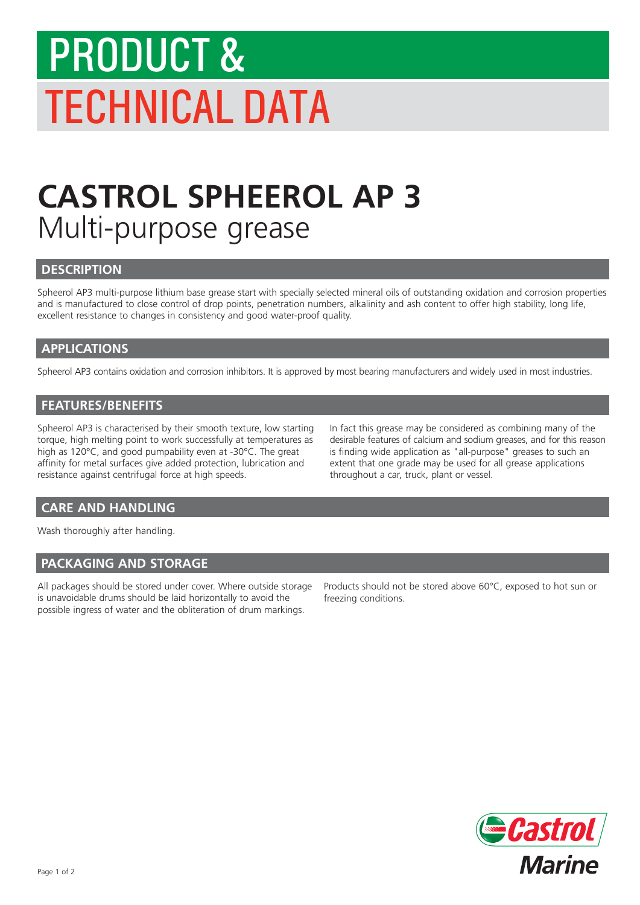# PRODUCT & TECHNICAL DATA

# CASTROL SPHEEROL AP 3

Multi-purpose grease

## DESCRIPTION

Spheerol AP3 multi-purpose lithium base grease start with specially selected mineral oils of outstanding oxidation and corrosion properties and is manufactured to close control of drop points, penetration numbers, alkalinity and ash content to offer high stability, long life, excellent resistance to changes in consistency and good water-proof quality.

## APPLICATIONS

Spheerol AP3 contains oxidation and corrosion inhibitors. It is approved by most bearing manufacturers and widely used in most industries.

## FEATURES/BENEFITS

Spheerol AP3 is characterised by their smooth texture, low starting torque, high melting point to work successfully at temperatures as high as 120°C, and good pumpability even at -30°C. The great affinity for metal surfaces give added protection, lubrication and resistance against centrifugal force at high speeds.

In fact this grease may be considered as combining many of the desirable features of calcium and sodium greases, and for this reason is finding wide application as "all-purpose" greases to such an extent that one grade may be used for all grease applications throughout a car, truck, plant or vessel.

## CARE AND HANDLING

Wash thoroughly after handling.

## PACKAGING AND STORAGE

All packages should be stored under cover. Where outside storage is unavoidable drums should be laid horizontally to avoid the possible ingress of water and the obliteration of drum markings.

Products should not be stored above 60°C, exposed to hot sun or freezing conditions.

Castrol Marine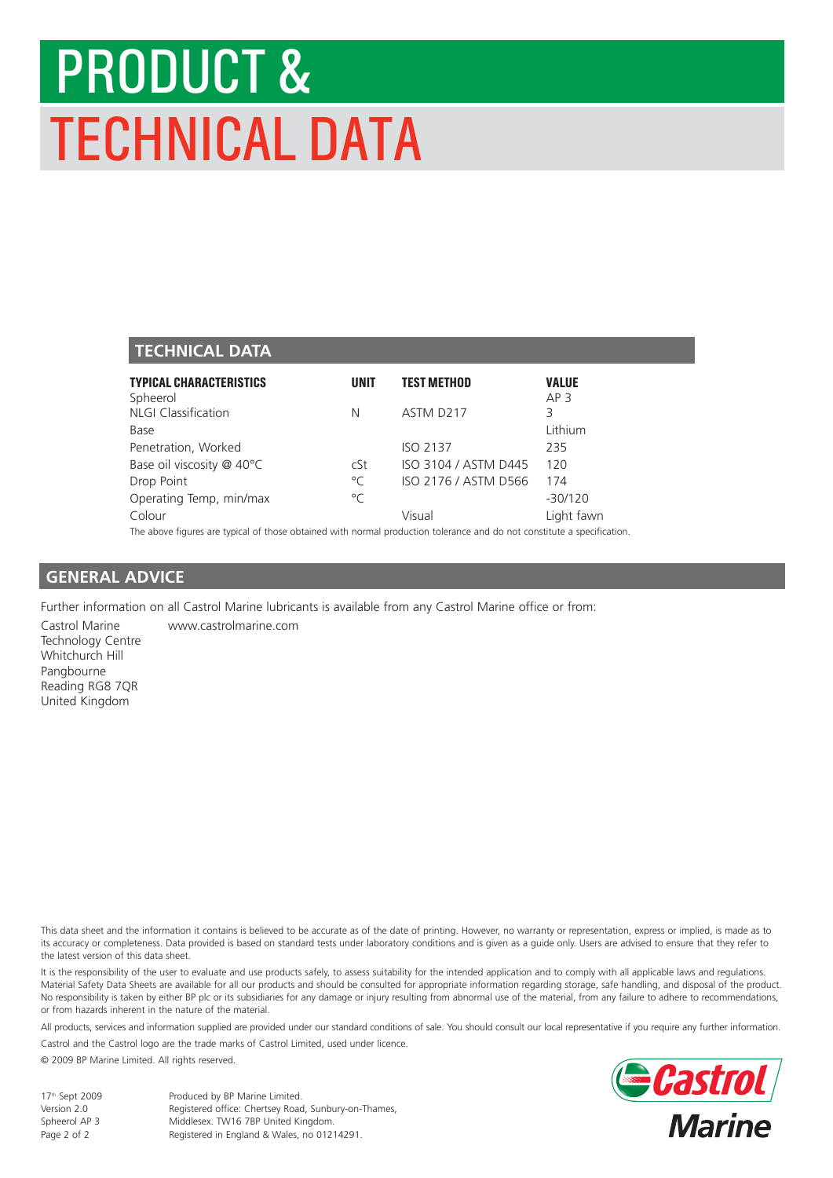# PRODUCT &
# TECHNICAL DATA

## TECHNICAL DATA

| TYPICAL CHARACTERISTICS | UNIT | TEST METHOD | VALUE |
|---|---|---|---|
| Spheerol | | | AP 3 |
| NLGI Classification | N | ASTM D217 | 3 |
| Base | | | Lithium |
| Penetration, Worked | | ISO 2137 | 235 |
| Base oil viscosity @ 40°C | cSt | ISO 3104 / ASTM D445 | 120 |
| Drop Point | °C | ISO 2176 / ASTM D566 | 174 |
| Operating Temp, min/max | °C | | -30/120 |
| Colour | | Visual | Light fawn |

The above figures are typical of those obtained with normal production tolerance and do not constitute a specification.

## GENERAL ADVICE

Further information on all Castrol Marine lubricants is available from any Castrol Marine office or from:

Castrol Marine
Technology Centre
Whitchurch Hill
Pangbourne
Reading RG8 7QR
United Kingdom

www.castrolmarine.com

This data sheet and the information it contains is believed to be accurate as of the date of printing. However, no warranty or representation, express or implied, is made as to its accuracy or completeness. Data provided is based on standard tests under laboratory conditions and is given as a guide only. Users are advised to ensure that they refer to the latest version of this data sheet.

It is the responsibility of the user to evaluate and use products safely, to assess suitability for the intended application and to comply with all applicable laws and regulations. Material Safety Data Sheets are available for all our products and should be consulted for appropriate information regarding storage, safe handling, and disposal of the product. No responsibility is taken by either BP plc or its subsidiaries for any damage or injury resulting from abnormal use of the material, from any failure to adhere to recommendations, or from hazards inherent in the nature of the material.

All products, services and information supplied are provided under our standard conditions of sale. You should consult our local representative if you require any further information.

Castrol and the Castrol logo are the trade marks of Castrol Limited, used under licence.

© 2009 BP Marine Limited. All rights reserved.

17th Sept 2009
Version 2.0
Spheerol AP 3

Produced by BP Marine Limited.
Registered office: Chertsey Road, Sunbury-on-Thames, Middlesex. TW16 7BP United Kingdom.
Registered in England & Wales, no 01214291.

Castrol Marine